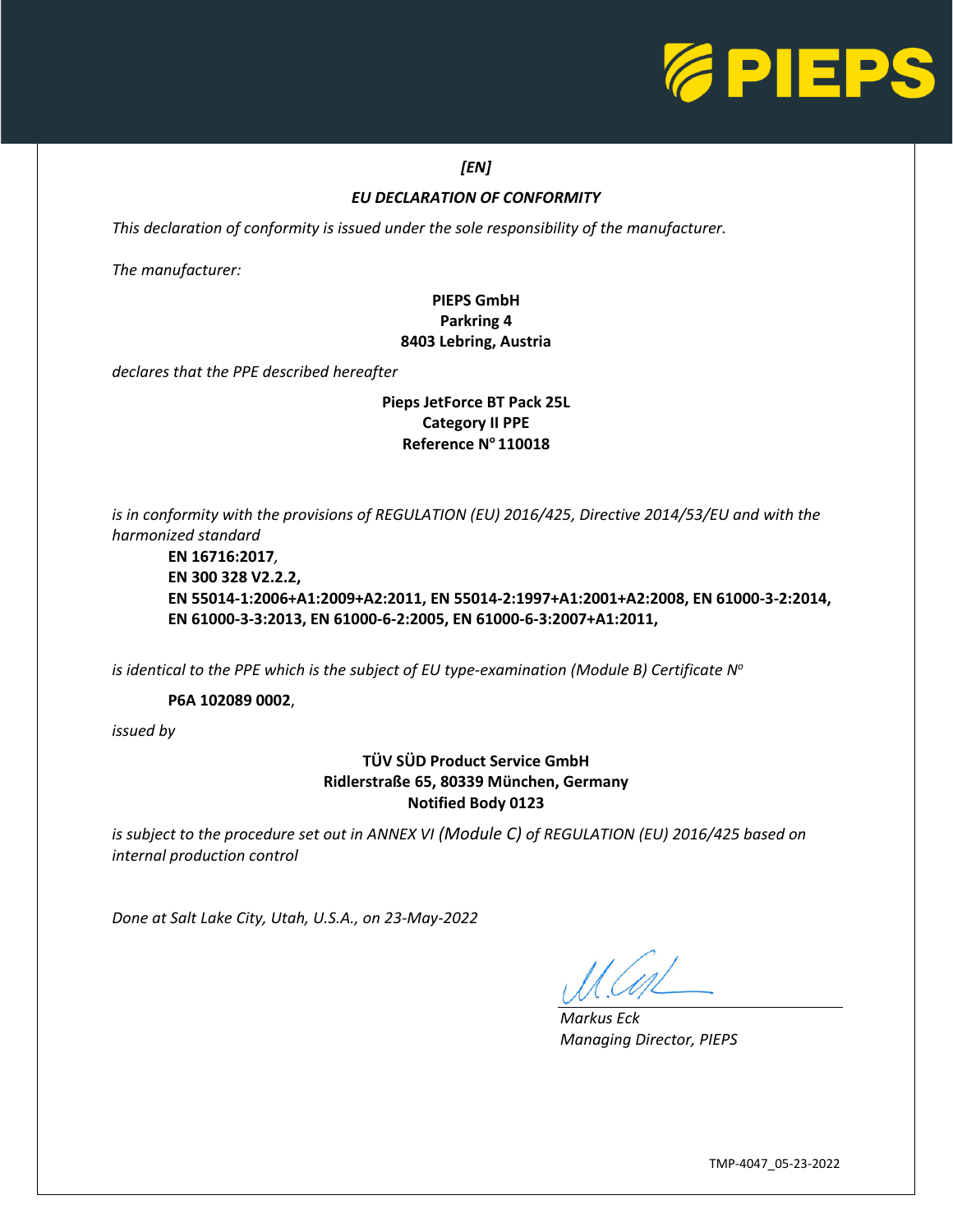PIEPS

*[EN]*

## *EU DECLARATION OF CONFORMITY*

*This declaration of conformity is issued under the sole responsibility of the manufacturer.*

*The manufacturer:*

**PIEPS GmbH**
**Parkring 4**
**8403 Lebring, Austria**

*declares that the PPE described hereafter*

**Pieps JetForce BT Pack 25L**
**Category II PPE**
**Reference N° 110018**

*is in conformity with the provisions of REGULATION (EU) 2016/425, Directive 2014/53/EU and with the harmonized standard*

**EN 16716:2017**,
**EN 300 328 V2.2.2,**
**EN 55014-1:2006+A1:2009+A2:2011, EN 55014-2:1997+A1:2001+A2:2008, EN 61000-3-2:2014, EN 61000-3-3:2013, EN 61000-6-2:2005, EN 61000-6-3:2007+A1:2011,**

*is identical to the PPE which is the subject of EU type-examination (Module B) Certificate N°*

**P6A 102089 0002**,

*issued by*

**TÜV SÜD Product Service GmbH**
**Ridlerstraße 65, 80339 München, Germany**
**Notified Body 0123**

*is subject to the procedure set out in ANNEX VI (Module C) of REGULATION (EU) 2016/425 based on internal production control*

*Done at Salt Lake City, Utah, U.S.A., on 23-May-2022*

*Markus Eck*
*Managing Director, PIEPS*

TMP-4047_05-23-2022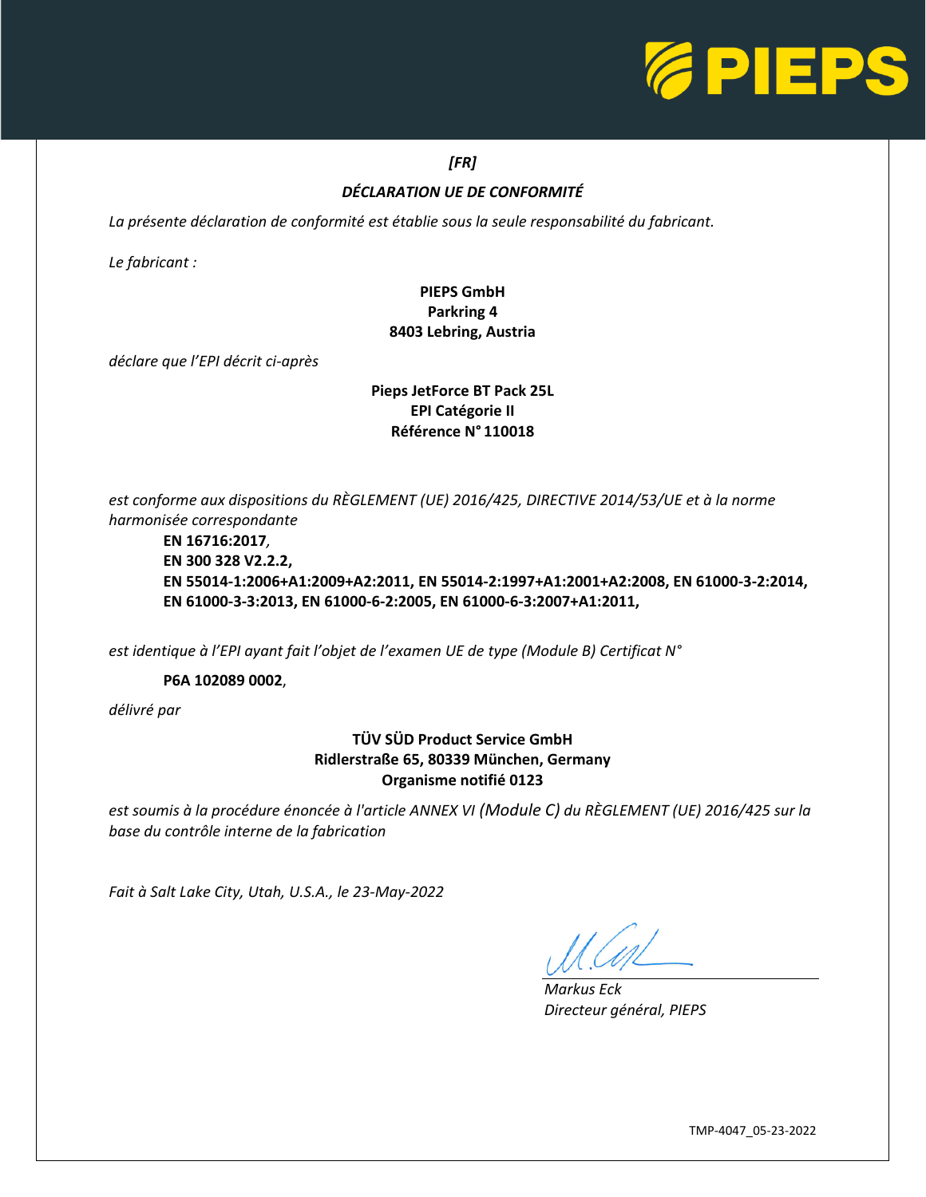*[FR]*

## *DÉCLARATION UE DE CONFORMITÉ*

*La présente déclaration de conformité est établie sous la seule responsabilité du fabricant.*

*Le fabricant :*

**PIEPS GmbH**
**Parkring 4**
**8403 Lebring, Austria**

*déclare que l'EPI décrit ci-après*

**Pieps JetForce BT Pack 25L**
**EPI Catégorie II**
**Référence N° 110018**

*est conforme aux dispositions du RÈGLEMENT (UE) 2016/425, DIRECTIVE 2014/53/UE et à la norme harmonisée correspondante*

**EN 16716:2017**,
**EN 300 328 V2.2.2,**
**EN 55014-1:2006+A1:2009+A2:2011, EN 55014-2:1997+A1:2001+A2:2008, EN 61000-3-2:2014, EN 61000-3-3:2013, EN 61000-6-2:2005, EN 61000-6-3:2007+A1:2011,**

*est identique à l'EPI ayant fait l'objet de l'examen UE de type (Module B) Certificat N°*

**P6A 102089 0002**,

*délivré par*

**TÜV SÜD Product Service GmbH**
**Ridlerstraße 65, 80339 München, Germany**
**Organisme notifié 0123**

*est soumis à la procédure énoncée à l'article ANNEX VI (Module C) du RÈGLEMENT (UE) 2016/425 sur la base du contrôle interne de la fabrication*

*Fait à Salt Lake City, Utah, U.S.A., le 23-May-2022*

*Markus Eck*
*Directeur général, PIEPS*

TMP-4047_05-23-2022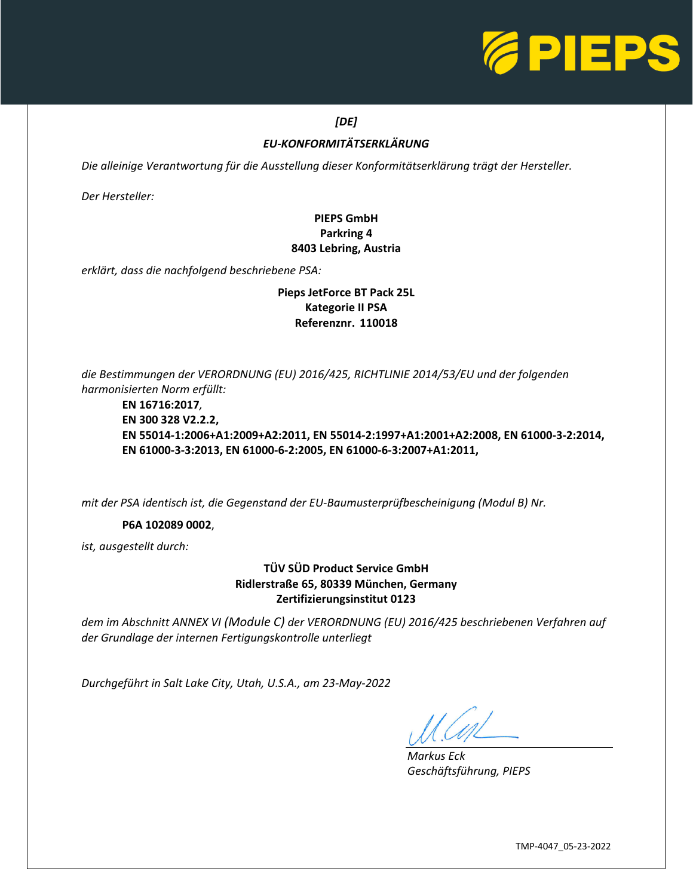*[DE]*

## *EU-KONFORMITÄTSERKLÄRUNG*

*Die alleinige Verantwortung für die Ausstellung dieser Konformitätserklärung trägt der Hersteller.*

*Der Hersteller:*

**PIEPS GmbH**
**Parkring 4**
**8403 Lebring, Austria**

*erklärt, dass die nachfolgend beschriebene PSA:*

**Pieps JetForce BT Pack 25L**
**Kategorie II PSA**
**Referenznr. 110018**

*die Bestimmungen der VERORDNUNG (EU) 2016/425, RICHTLINIE 2014/53/EU und der folgenden harmonisierten Norm erfüllt:*

**EN 16716:2017**,
**EN 300 328 V2.2.2,**
**EN 55014-1:2006+A1:2009+A2:2011, EN 55014-2:1997+A1:2001+A2:2008, EN 61000-3-2:2014, EN 61000-3-3:2013, EN 61000-6-2:2005, EN 61000-6-3:2007+A1:2011,**

*mit der PSA identisch ist, die Gegenstand der EU-Baumusterprüfbescheinigung (Modul B) Nr.*

**P6A 102089 0002**,

*ist, ausgestellt durch:*

**TÜV SÜD Product Service GmbH**
**Ridlerstraße 65, 80339 München, Germany**
**Zertifizierungsinstitut 0123**

*dem im Abschnitt ANNEX VI (Module C) der VERORDNUNG (EU) 2016/425 beschriebenen Verfahren auf der Grundlage der internen Fertigungskontrolle unterliegt*

*Durchgeführt in Salt Lake City, Utah, U.S.A., am 23-May-2022*

*Markus Eck*
*Geschäftsführung, PIEPS*

TMP-4047_05-23-2022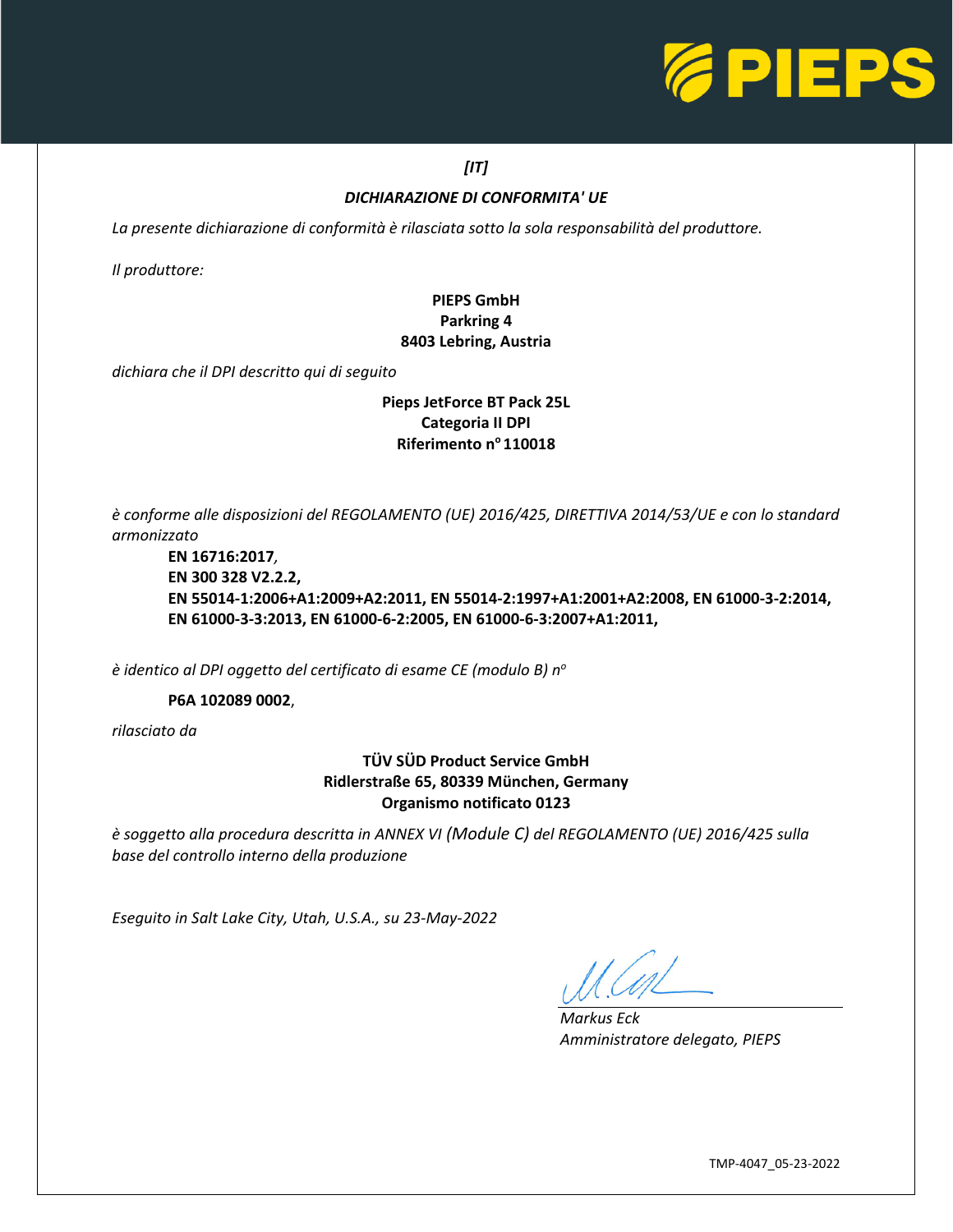*[IT]*

***DICHIARAZIONE DI CONFORMITA' UE***

*La presente dichiarazione di conformità è rilasciata sotto la sola responsabilità del produttore.*

*Il produttore:*

**PIEPS GmbH**
**Parkring 4**
**8403 Lebring, Austria**

*dichiara che il DPI descritto qui di seguito*

**Pieps JetForce BT Pack 25L**
**Categoria II DPI**
**Riferimento n° 110018**

*è conforme alle disposizioni del REGOLAMENTO (UE) 2016/425, DIRETTIVA 2014/53/UE e con lo standard armonizzato*

**EN 16716:2017**,
**EN 300 328 V2.2.2,**
**EN 55014-1:2006+A1:2009+A2:2011, EN 55014-2:1997+A1:2001+A2:2008, EN 61000-3-2:2014, EN 61000-3-3:2013, EN 61000-6-2:2005, EN 61000-6-3:2007+A1:2011,**

*è identico al DPI oggetto del certificato di esame CE (modulo B) n°*

**P6A 102089 0002**,

*rilasciato da*

**TÜV SÜD Product Service GmbH**
**Ridlerstraße 65, 80339 München, Germany**
**Organismo notificato 0123**

*è soggetto alla procedura descritta in ANNEX VI (Module C) del REGOLAMENTO (UE) 2016/425 sulla base del controllo interno della produzione*

*Eseguito in Salt Lake City, Utah, U.S.A., su 23-May-2022*

*Markus Eck*
*Amministratore delegato, PIEPS*

TMP-4047_05-23-2022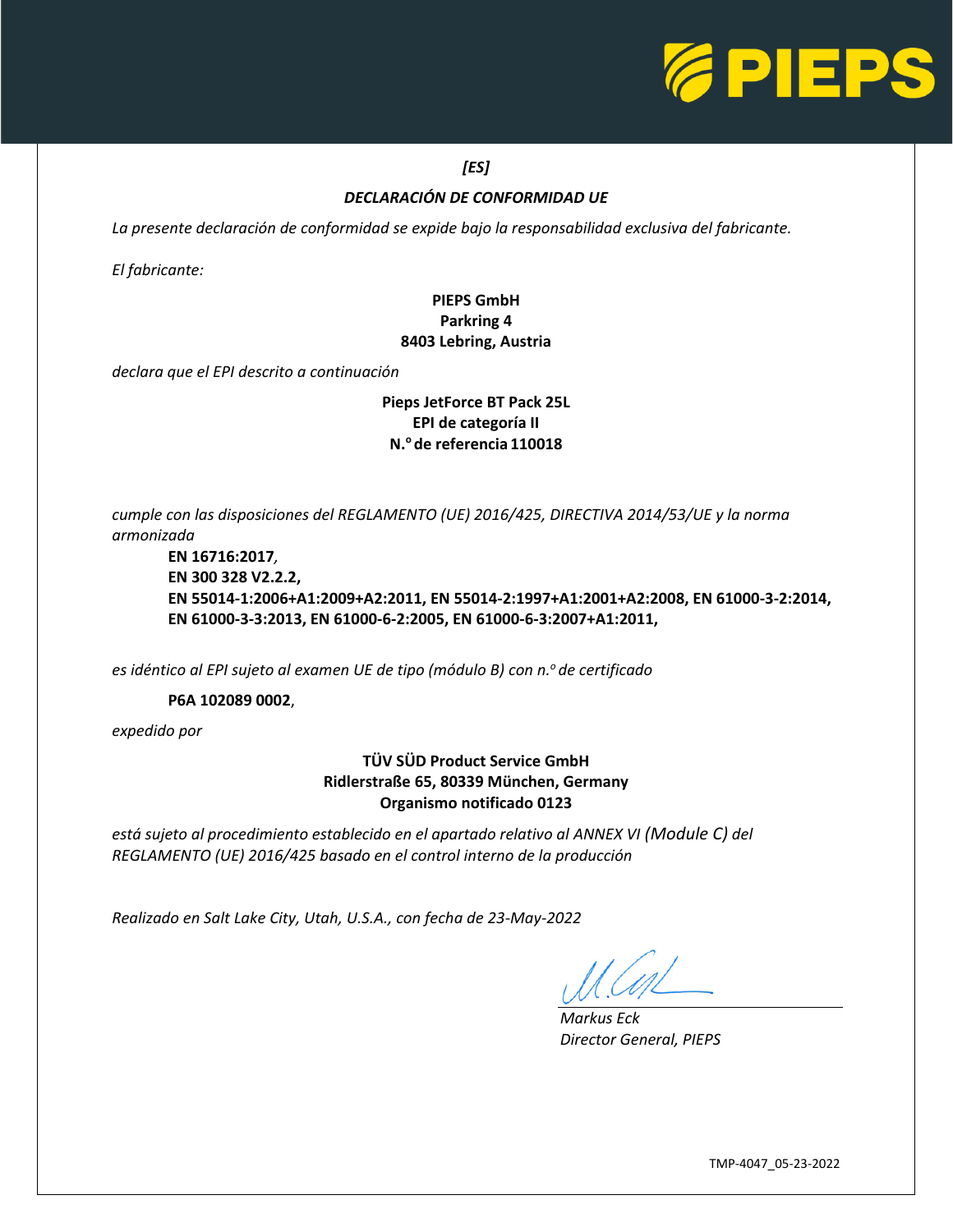*[ES]*

***DECLARACIÓN DE CONFORMIDAD UE***

*La presente declaración de conformidad se expide bajo la responsabilidad exclusiva del fabricante.*

*El fabricante:*

**PIEPS GmbH**
**Parkring 4**
**8403 Lebring, Austria**

*declara que el EPI descrito a continuación*

**Pieps JetForce BT Pack 25L**
**EPI de categoría II**
**N.º de referencia 110018**

*cumple con las disposiciones del REGLAMENTO (UE) 2016/425, DIRECTIVA 2014/53/UE y la norma armonizada*

**EN 16716:2017**,
**EN 300 328 V2.2.2,**
**EN 55014-1:2006+A1:2009+A2:2011, EN 55014-2:1997+A1:2001+A2:2008, EN 61000-3-2:2014, EN 61000-3-3:2013, EN 61000-6-2:2005, EN 61000-6-3:2007+A1:2011,**

*es idéntico al EPI sujeto al examen UE de tipo (módulo B) con n.º de certificado*

**P6A 102089 0002**,

*expedido por*

**TÜV SÜD Product Service GmbH**
**Ridlerstraße 65, 80339 München, Germany**
**Organismo notificado 0123**

*está sujeto al procedimiento establecido en el apartado relativo al ANNEX VI (Module C) del REGLAMENTO (UE) 2016/425 basado en el control interno de la producción*

*Realizado en Salt Lake City, Utah, U.S.A., con fecha de 23-May-2022*

*Markus Eck*
*Director General, PIEPS*

TMP-4047_05-23-2022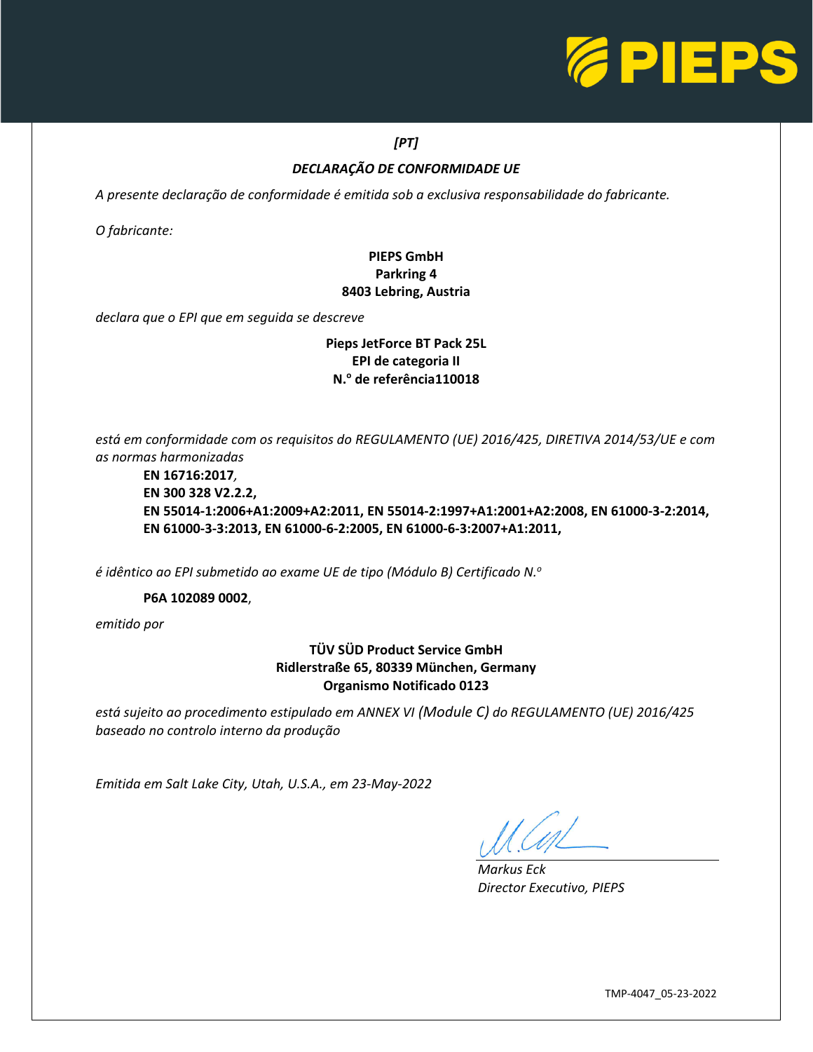*[PT]*

***DECLARAÇÃO DE CONFORMIDADE UE***

*A presente declaração de conformidade é emitida sob a exclusiva responsabilidade do fabricante.*

*O fabricante:*

**PIEPS GmbH**
**Parkring 4**
**8403 Lebring, Austria**

*declara que o EPI que em seguida se descreve*

**Pieps JetForce BT Pack 25L**
**EPI de categoria II**
**N.º de referência110018**

*está em conformidade com os requisitos do REGULAMENTO (UE) 2016/425, DIRETIVA 2014/53/UE e com as normas harmonizadas*

**EN 16716:2017**,
**EN 300 328 V2.2.2,**
**EN 55014-1:2006+A1:2009+A2:2011, EN 55014-2:1997+A1:2001+A2:2008, EN 61000-3-2:2014, EN 61000-3-3:2013, EN 61000-6-2:2005, EN 61000-6-3:2007+A1:2011,**

*é idêntico ao EPI submetido ao exame UE de tipo (Módulo B) Certificado N.º*

**P6A 102089 0002**,

*emitido por*

**TÜV SÜD Product Service GmbH**
**Ridlerstraße 65, 80339 München, Germany**
**Organismo Notificado 0123**

*está sujeito ao procedimento estipulado em ANNEX VI (Module C) do REGULAMENTO (UE) 2016/425 baseado no controlo interno da produção*

*Emitida em Salt Lake City, Utah, U.S.A., em 23-May-2022*

*Markus Eck*
*Director Executivo, PIEPS*

TMP-4047_05-23-2022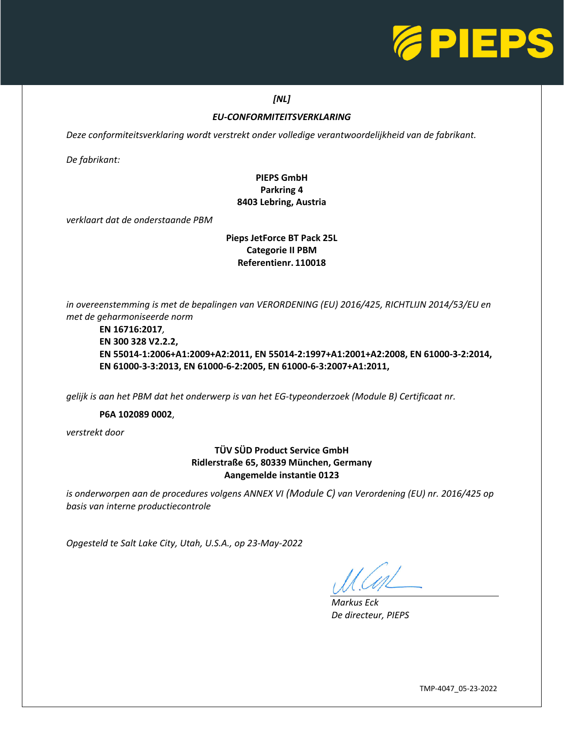PIEPS

*[NL]*

*EU-CONFORMITEITSVERKLARING*

*Deze conformiteitsverklaring wordt verstrekt onder volledige verantwoordelijkheid van de fabrikant.*

*De fabrikant:*

**PIEPS GmbH**
**Parkring 4**
**8403 Lebring, Austria**

*verklaart dat de onderstaande PBM*

**Pieps JetForce BT Pack 25L**
**Categorie II PBM**
**Referentienr. 110018**

*in overeenstemming is met de bepalingen van VERORDENING (EU) 2016/425, RICHTLIJN 2014/53/EU en met de geharmoniseerde norm*

**EN 16716:2017**,
**EN 300 328 V2.2.2,**
**EN 55014-1:2006+A1:2009+A2:2011, EN 55014-2:1997+A1:2001+A2:2008, EN 61000-3-2:2014, EN 61000-3-3:2013, EN 61000-6-2:2005, EN 61000-6-3:2007+A1:2011,**

*gelijk is aan het PBM dat het onderwerp is van het EG-typeonderzoek (Module B) Certificaat nr.*

**P6A 102089 0002**,

*verstrekt door*

**TÜV SÜD Product Service GmbH**
**Ridlerstraße 65, 80339 München, Germany**
**Aangemelde instantie 0123**

*is onderworpen aan de procedures volgens ANNEX VI (Module C) van Verordening (EU) nr. 2016/425 op basis van interne productiecontrole*

*Opgesteld te Salt Lake City, Utah, U.S.A., op 23-May-2022*

*Markus Eck*
*De directeur, PIEPS*

TMP-4047_05-23-2022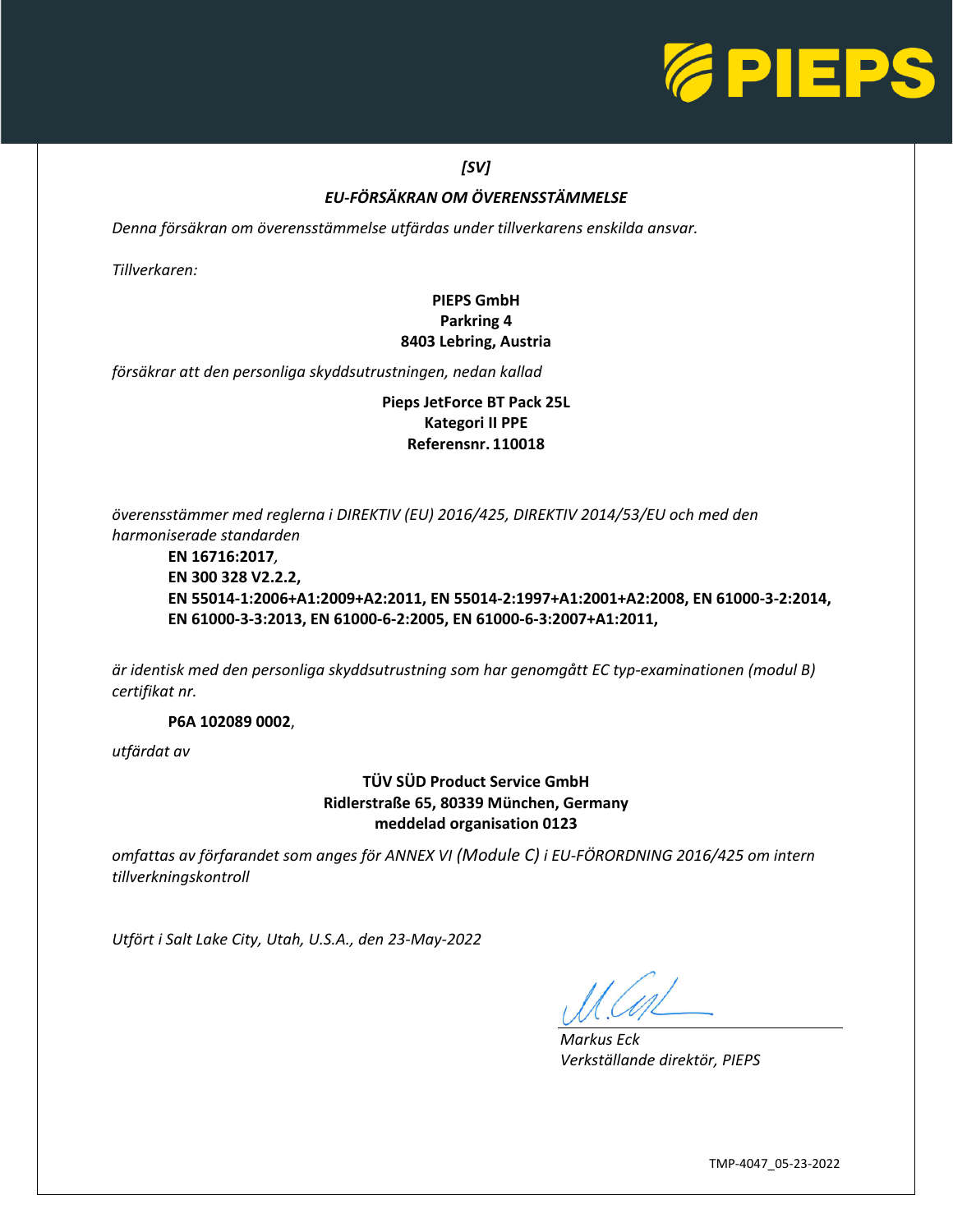*[SV]*

## *EU-FÖRSÄKRAN OM ÖVERENSSTÄMMELSE*

*Denna försäkran om överensstämmelse utfärdas under tillverkarens enskilda ansvar.*

*Tillverkaren:*

**PIEPS GmbH**
**Parkring 4**
**8403 Lebring, Austria**

*försäkrar att den personliga skyddsutrustningen, nedan kallad*

**Pieps JetForce BT Pack 25L**
**Kategori II PPE**
**Referensnr. 110018**

*överensstämmer med reglerna i DIREKTIV (EU) 2016/425, DIREKTIV 2014/53/EU och med den harmoniserade standarden*

**EN 16716:2017**,
**EN 300 328 V2.2.2,**
**EN 55014-1:2006+A1:2009+A2:2011, EN 55014-2:1997+A1:2001+A2:2008, EN 61000-3-2:2014, EN 61000-3-3:2013, EN 61000-6-2:2005, EN 61000-6-3:2007+A1:2011,**

*är identisk med den personliga skyddsutrustning som har genomgått EC typ-examinationen (modul B) certifikat nr.*

**P6A 102089 0002**,

*utfärdat av*

**TÜV SÜD Product Service GmbH**
**Ridlerstraße 65, 80339 München, Germany**
**meddelad organisation 0123**

*omfattas av förfarandet som anges för ANNEX VI (Module C) i EU-FÖRORDNING 2016/425 om intern tillverkningskontroll*

*Utfört i Salt Lake City, Utah, U.S.A., den 23-May-2022*

*Markus Eck*
*Verkställande direktör, PIEPS*

TMP-4047_05-23-2022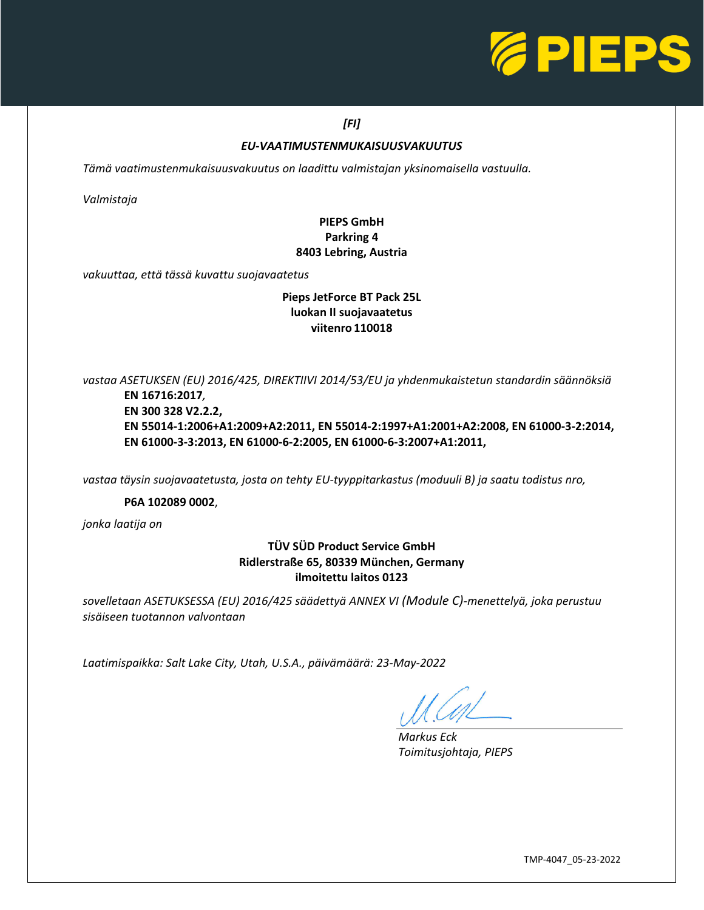*[FI]*

## *EU-VAATIMUSTENMUKAISUUSVAKUUTUS*

*Tämä vaatimustenmukaisuusvakuutus on laadittu valmistajan yksinomaisella vastuulla.*

*Valmistaja*

**PIEPS GmbH**
**Parkring 4**
**8403 Lebring, Austria**

*vakuuttaa, että tässä kuvattu suojavaatetus*

**Pieps JetForce BT Pack 25L**
**luokan II suojavaatetus**
**viitenro 110018**

*vastaa ASETUKSEN (EU) 2016/425, DIREKTIIVI 2014/53/EU ja yhdenmukaistetun standardin säännöksiä*

**EN 16716:2017**,
**EN 300 328 V2.2.2,**
**EN 55014-1:2006+A1:2009+A2:2011, EN 55014-2:1997+A1:2001+A2:2008, EN 61000-3-2:2014, EN 61000-3-3:2013, EN 61000-6-2:2005, EN 61000-6-3:2007+A1:2011,**

*vastaa täysin suojavaatetusta, josta on tehty EU-tyyppitarkastus (moduuli B) ja saatu todistus nro,*

**P6A 102089 0002**,

*jonka laatija on*

**TÜV SÜD Product Service GmbH**
**Ridlerstraße 65, 80339 München, Germany**
**ilmoitettu laitos 0123**

*sovelletaan ASETUKSESSA (EU) 2016/425 säädettyä ANNEX VI (Module C)-menettelyä, joka perustuu sisäiseen tuotannon valvontaan*

*Laatimispaikka: Salt Lake City, Utah, U.S.A., päivämäärä: 23-May-2022*

*Markus Eck*
*Toimitusjohtaja, PIEPS*

TMP-4047_05-23-2022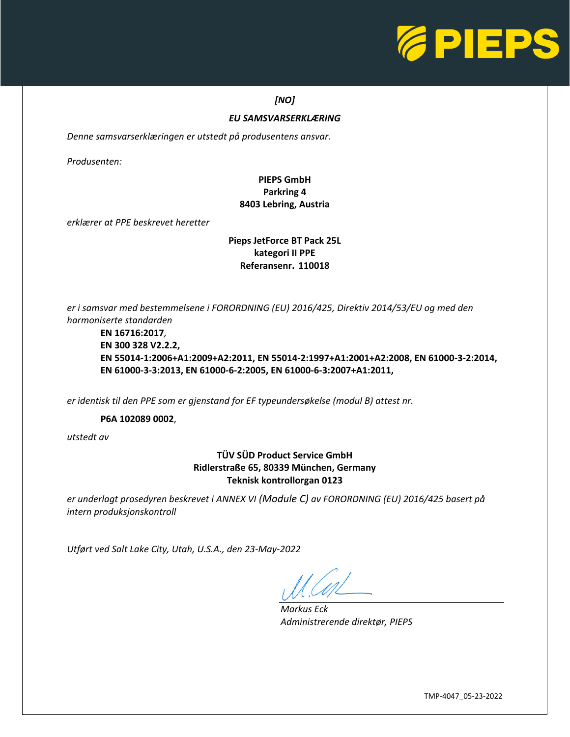*[NO]*

## *EU SAMSVARSERKLÆRING*

*Denne samsvarserklæringen er utstedt på produsentens ansvar.*

*Produsenten:*

**PIEPS GmbH**
**Parkring 4**
**8403 Lebring, Austria**

*erklærer at PPE beskrevet heretter*

**Pieps JetForce BT Pack 25L**
**kategori II PPE**
**Referansenr. 110018**

*er i samsvar med bestemmelsene i FORORDNING (EU) 2016/425, Direktiv 2014/53/EU og med den harmoniserte standarden*

> **EN 16716:2017**,
> **EN 300 328 V2.2.2,**
> **EN 55014-1:2006+A1:2009+A2:2011, EN 55014-2:1997+A1:2001+A2:2008, EN 61000-3-2:2014, EN 61000-3-3:2013, EN 61000-6-2:2005, EN 61000-6-3:2007+A1:2011,**

*er identisk til den PPE som er gjenstand for EF typeundersøkelse (modul B) attest nr.*

> **P6A 102089 0002**,

*utstedt av*

**TÜV SÜD Product Service GmbH**
**Ridlerstraße 65, 80339 München, Germany**
**Teknisk kontrollorgan 0123**

*er underlagt prosedyren beskrevet i ANNEX VI (Module C) av FORORDNING (EU) 2016/425 basert på intern produksjonskontroll*

*Utført ved Salt Lake City, Utah, U.S.A., den 23-May-2022*

*Markus Eck*
*Administrerende direktør, PIEPS*

TMP-4047_05-23-2022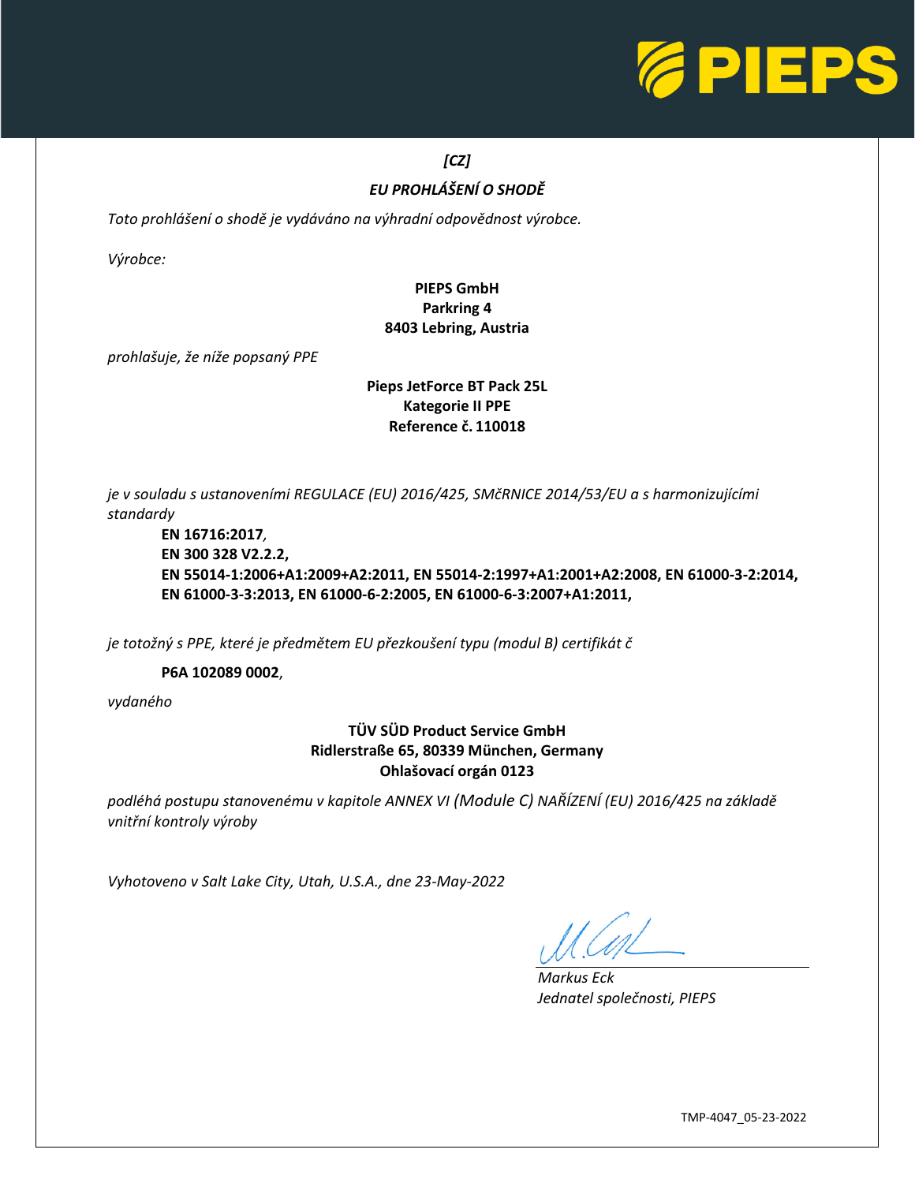*[CZ]*

## *EU PROHLÁŠENÍ O SHODĚ*

*Toto prohlášení o shodě je vydáváno na výhradní odpovědnost výrobce.*

*Výrobce:*

**PIEPS GmbH**
**Parkring 4**
**8403 Lebring, Austria**

*prohlašuje, že níže popsaný PPE*

**Pieps JetForce BT Pack 25L**
**Kategorie II PPE**
**Reference č. 110018**

*je v souladu s ustanoveními REGULACE (EU) 2016/425, SMčRNICE 2014/53/EU a s harmonizujícími standardy*

**EN 16716:2017**,
**EN 300 328 V2.2.2,**
**EN 55014-1:2006+A1:2009+A2:2011, EN 55014-2:1997+A1:2001+A2:2008, EN 61000-3-2:2014, EN 61000-3-3:2013, EN 61000-6-2:2005, EN 61000-6-3:2007+A1:2011,**

*je totožný s PPE, které je předmětem EU přezkoušení typu (modul B) certifikát č*

**P6A 102089 0002**,

*vydaného*

**TÜV SÜD Product Service GmbH**
**Ridlerstraße 65, 80339 München, Germany**
**Ohlašovací orgán 0123**

*podléhá postupu stanovenému v kapitole ANNEX VI (Module C) NAŘÍZENÍ (EU) 2016/425 na základě vnitřní kontroly výroby*

*Vyhotoveno v Salt Lake City, Utah, U.S.A., dne 23-May-2022*

*Markus Eck*
*Jednatel společnosti, PIEPS*

TMP-4047_05-23-2022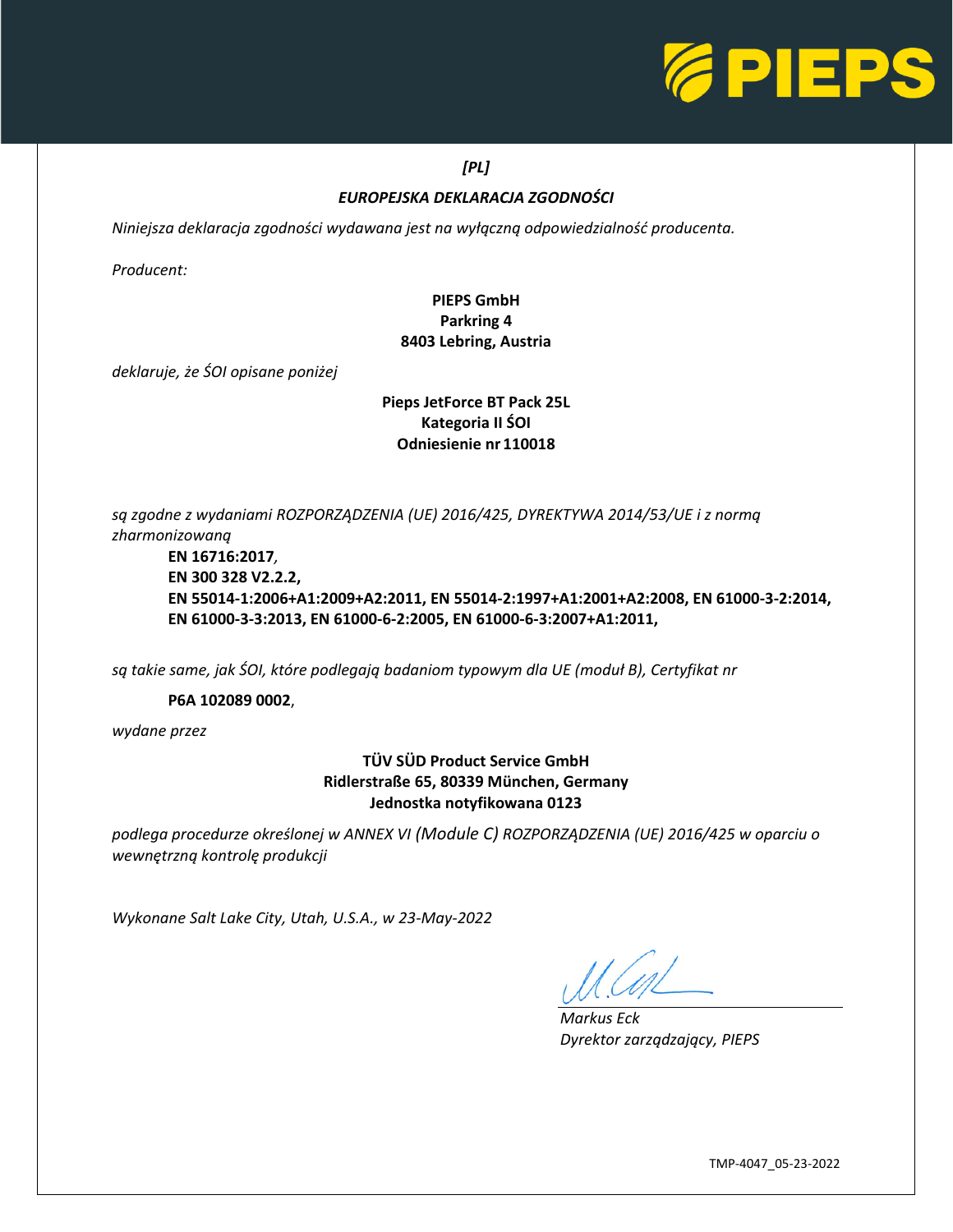*[PL]*

## *EUROPEJSKA DEKLARACJA ZGODNOŚCI*

*Niniejsza deklaracja zgodności wydawana jest na wyłączną odpowiedzialność producenta.*

*Producent:*

**PIEPS GmbH**
**Parkring 4**
**8403 Lebring, Austria**

*deklaruje, że ŚOI opisane poniżej*

**Pieps JetForce BT Pack 25L**
**Kategoria II ŚOI**
**Odniesienie nr 110018**

*są zgodne z wydaniami ROZPORZĄDZENIA (UE) 2016/425, DYREKTYWA 2014/53/UE i z normą zharmonizowaną*

**EN 16716:2017**,
**EN 300 328 V2.2.2,**
**EN 55014-1:2006+A1:2009+A2:2011, EN 55014-2:1997+A1:2001+A2:2008, EN 61000-3-2:2014, EN 61000-3-3:2013, EN 61000-6-2:2005, EN 61000-6-3:2007+A1:2011,**

*są takie same, jak ŚOI, które podlegają badaniom typowym dla UE (moduł B), Certyfikat nr*

**P6A 102089 0002**,

*wydane przez*

**TÜV SÜD Product Service GmbH**
**Ridlerstraße 65, 80339 München, Germany**
**Jednostka notyfikowana 0123**

*podlega procedurze określonej w ANNEX VI (Module C) ROZPORZĄDZENIA (UE) 2016/425 w oparciu o wewnętrzną kontrolę produkcji*

*Wykonane Salt Lake City, Utah, U.S.A., w 23-May-2022*

*Markus Eck*
*Dyrektor zarządzający, PIEPS*

TMP-4047_05-23-2022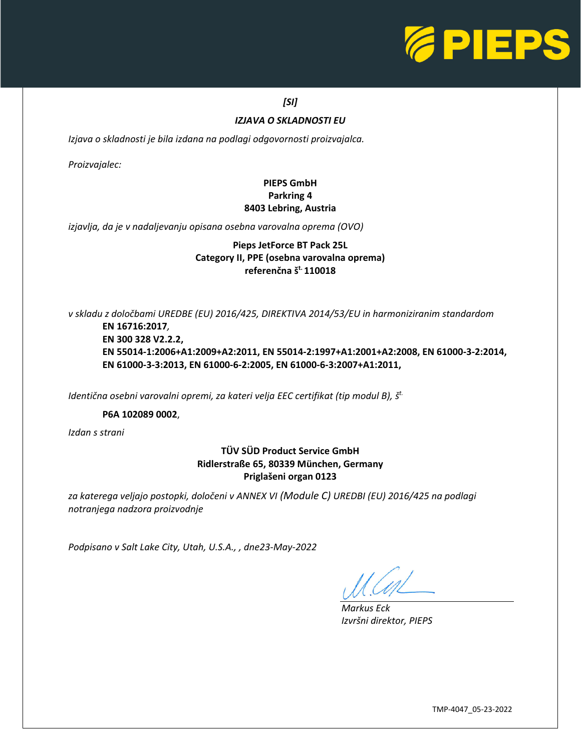*[SI]*

***IZJAVA O SKLADNOSTI EU***

*Izjava o skladnosti je bila izdana na podlagi odgovornosti proizvajalca.*

*Proizvajalec:*

**PIEPS GmbH**
**Parkring 4**
**8403 Lebring, Austria**

*izjavlja, da je v nadaljevanju opisana osebna varovalna oprema (OVO)*

**Pieps JetForce BT Pack 25L**
**Category II, PPE (osebna varovalna oprema)**
**referenčna št. 110018**

*v skladu z določbami UREDBE (EU) 2016/425, DIREKTIVA 2014/53/EU in harmoniziranim standardom*

**EN 16716:2017**,
**EN 300 328 V2.2.2,**
**EN 55014-1:2006+A1:2009+A2:2011, EN 55014-2:1997+A1:2001+A2:2008, EN 61000-3-2:2014, EN 61000-3-3:2013, EN 61000-6-2:2005, EN 61000-6-3:2007+A1:2011,**

*Identična osebni varovalni opremi, za kateri velja EEC certifikat (tip modul B), št.*

**P6A 102089 0002**,

*Izdan s strani*

**TÜV SÜD Product Service GmbH**
**Ridlerstraße 65, 80339 München, Germany**
**Priglašeni organ 0123**

*za katerega veljajo postopki, določeni v ANNEX VI (Module C) UREDBI (EU) 2016/425 na podlagi notranjega nadzora proizvodnje*

*Podpisano v Salt Lake City, Utah, U.S.A., , dne23-May-2022*

*Markus Eck*
*Izvršni direktor, PIEPS*

TMP-4047_05-23-2022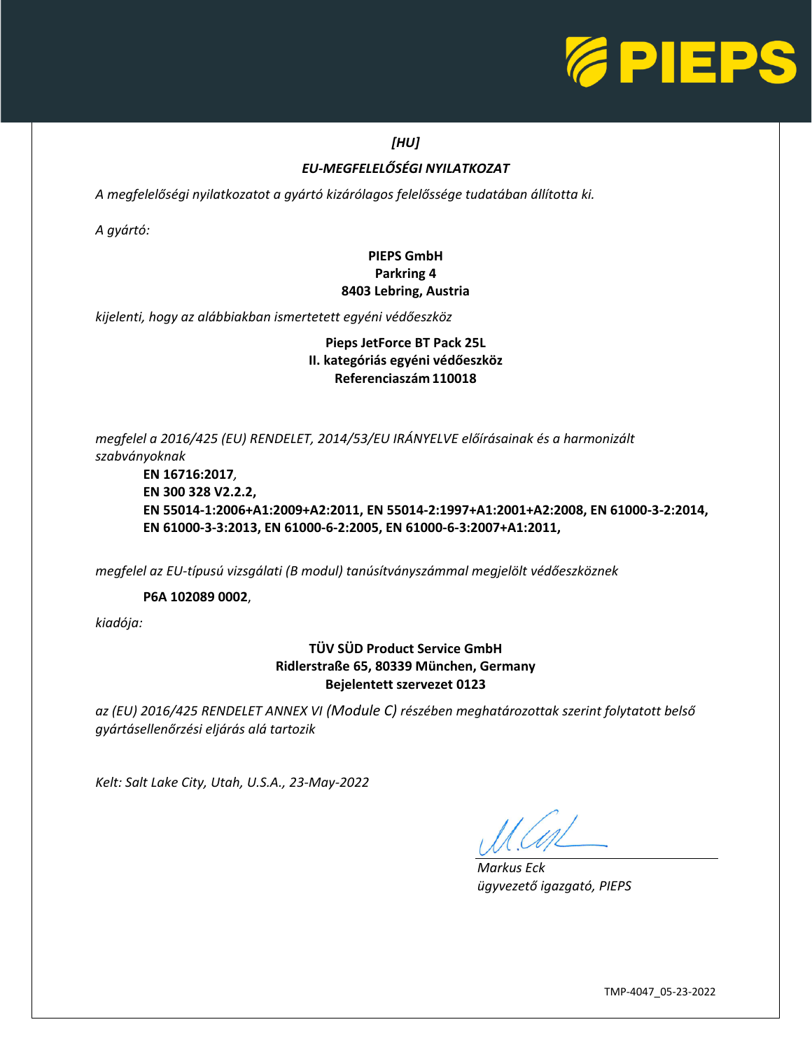*[HU]*

## *EU-MEGFELELŐSÉGI NYILATKOZAT*

*A megfelelőségi nyilatkozatot a gyártó kizárólagos felelőssége tudatában állította ki.*

*A gyártó:*

**PIEPS GmbH**
**Parkring 4**
**8403 Lebring, Austria**

*kijelenti, hogy az alábbiakban ismertetett egyéni védőeszköz*

**Pieps JetForce BT Pack 25L**
**II. kategóriás egyéni védőeszköz**
**Referenciaszám 110018**

*megfelel a 2016/425 (EU) RENDELET, 2014/53/EU IRÁNYELVE előírásainak és a harmonizált szabványoknak*

**EN 16716:2017**,
**EN 300 328 V2.2.2,**
**EN 55014-1:2006+A1:2009+A2:2011, EN 55014-2:1997+A1:2001+A2:2008, EN 61000-3-2:2014, EN 61000-3-3:2013, EN 61000-6-2:2005, EN 61000-6-3:2007+A1:2011,**

*megfelel az EU-típusú vizsgálati (B modul) tanúsítványszámmal megjelölt védőeszköznek*

**P6A 102089 0002**,

*kiadója:*

**TÜV SÜD Product Service GmbH**
**Ridlerstraße 65, 80339 München, Germany**
**Bejelentett szervezet 0123**

*az (EU) 2016/425 RENDELET ANNEX VI (Module C) részében meghatározottak szerint folytatott belső gyártásellenőrzési eljárás alá tartozik*

*Kelt: Salt Lake City, Utah, U.S.A., 23-May-2022*

*Markus Eck*
*ügyvezető igazgató, PIEPS*

TMP-4047_05-23-2022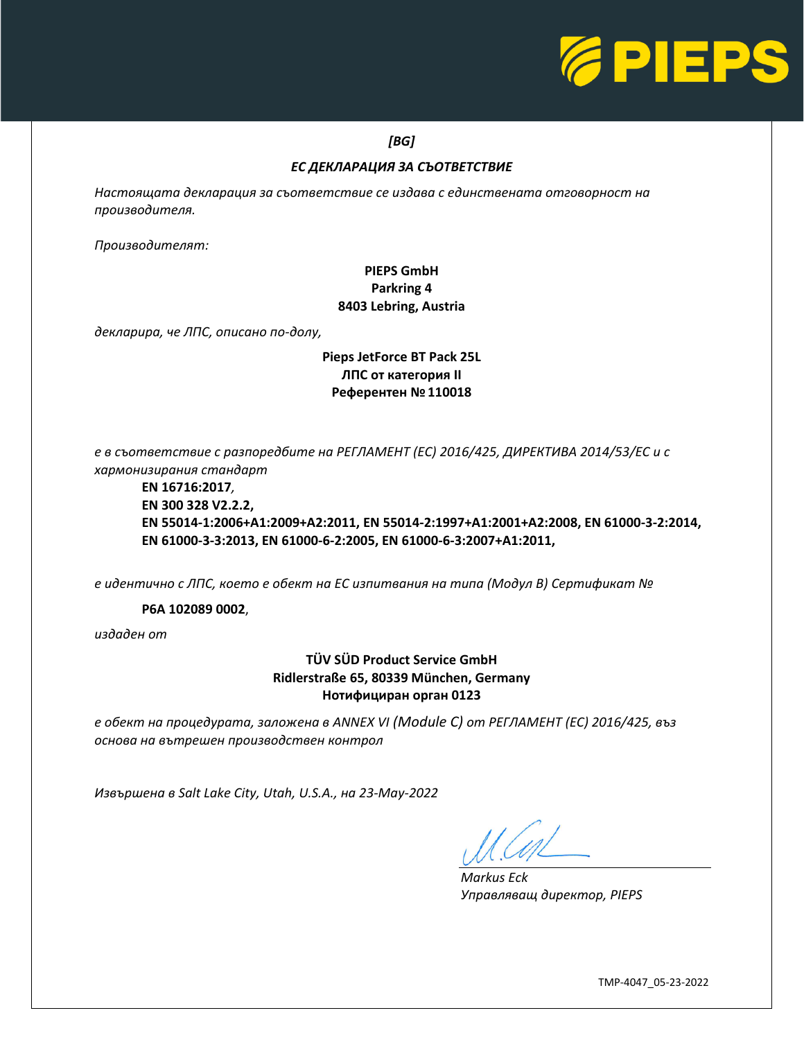*[BG]*

***ЕС ДЕКЛАРАЦИЯ ЗА СЪОТВЕТСТВИЕ***

*Настоящата декларация за съответствие се издава с единствената отговорност на производителя.*

*Производителят:*

**PIEPS GmbH**
**Parkring 4**
**8403 Lebring, Austria**

*декларира, че ЛПС, описано по-долу,*

**Pieps JetForce BT Pack 25L**
**ЛПС от категория II**
**Референтен № 110018**

*е в съответствие с разпоредбите на РЕГЛАМЕНТ (ЕС) 2016/425, ДИРЕКТИВА 2014/53/ЕС и с хармонизирания стандарт*

**EN 16716:2017**,
**EN 300 328 V2.2.2,**
**EN 55014-1:2006+A1:2009+A2:2011, EN 55014-2:1997+A1:2001+A2:2008, EN 61000-3-2:2014, EN 61000-3-3:2013, EN 61000-6-2:2005, EN 61000-6-3:2007+A1:2011,**

*е идентично с ЛПС, което е обект на ЕС изпитвания на типа (Модул B) Сертификат №*

**P6A 102089 0002**,

*издаден от*

**TÜV SÜD Product Service GmbH**
**Ridlerstraße 65, 80339 München, Germany**
**Нотифициран орган 0123**

*е обект на процедурата, заложена в ANNEX VI (Module C) от РЕГЛАМЕНТ (ЕС) 2016/425, въз основа на вътрешен производствен контрол*

*Извършена в Salt Lake City, Utah, U.S.A., на 23-May-2022*

*Markus Eck*
*Управляващ директор, PIEPS*

TMP-4047_05-23-2022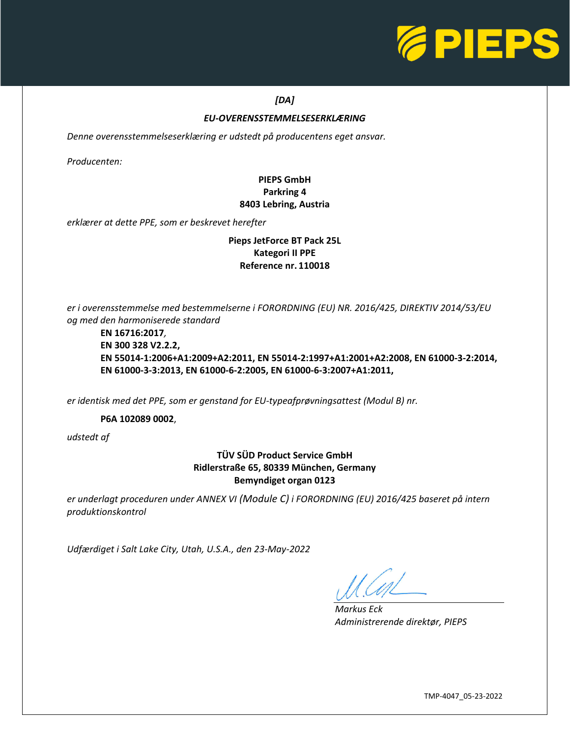*[DA]*

***EU-OVERENSSTEMMELSESERKLÆRING***

*Denne overensstemmelseserklæring er udstedt på producentens eget ansvar.*

*Producenten:*

**PIEPS GmbH**
**Parkring 4**
**8403 Lebring, Austria**

*erklærer at dette PPE, som er beskrevet herefter*

**Pieps JetForce BT Pack 25L**
**Kategori II PPE**
**Reference nr. 110018**

*er i overensstemmelse med bestemmelserne i FORORDNING (EU) NR. 2016/425, DIREKTIV 2014/53/EU og med den harmoniserede standard*

**EN 16716:2017**,
**EN 300 328 V2.2.2,**
**EN 55014-1:2006+A1:2009+A2:2011, EN 55014-2:1997+A1:2001+A2:2008, EN 61000-3-2:2014, EN 61000-3-3:2013, EN 61000-6-2:2005, EN 61000-6-3:2007+A1:2011,**

*er identisk med det PPE, som er genstand for EU-typeafprøvningsattest (Modul B) nr.*

**P6A 102089 0002**,

*udstedt af*

**TÜV SÜD Product Service GmbH**
**Ridlerstraße 65, 80339 München, Germany**
**Bemyndiget organ 0123**

*er underlagt proceduren under ANNEX VI (Module C) i FORORDNING (EU) 2016/425 baseret på intern produktionskontrol*

*Udfærdiget i Salt Lake City, Utah, U.S.A., den 23-May-2022*

*Markus Eck*
*Administrerende direktør, PIEPS*

TMP-4047_05-23-2022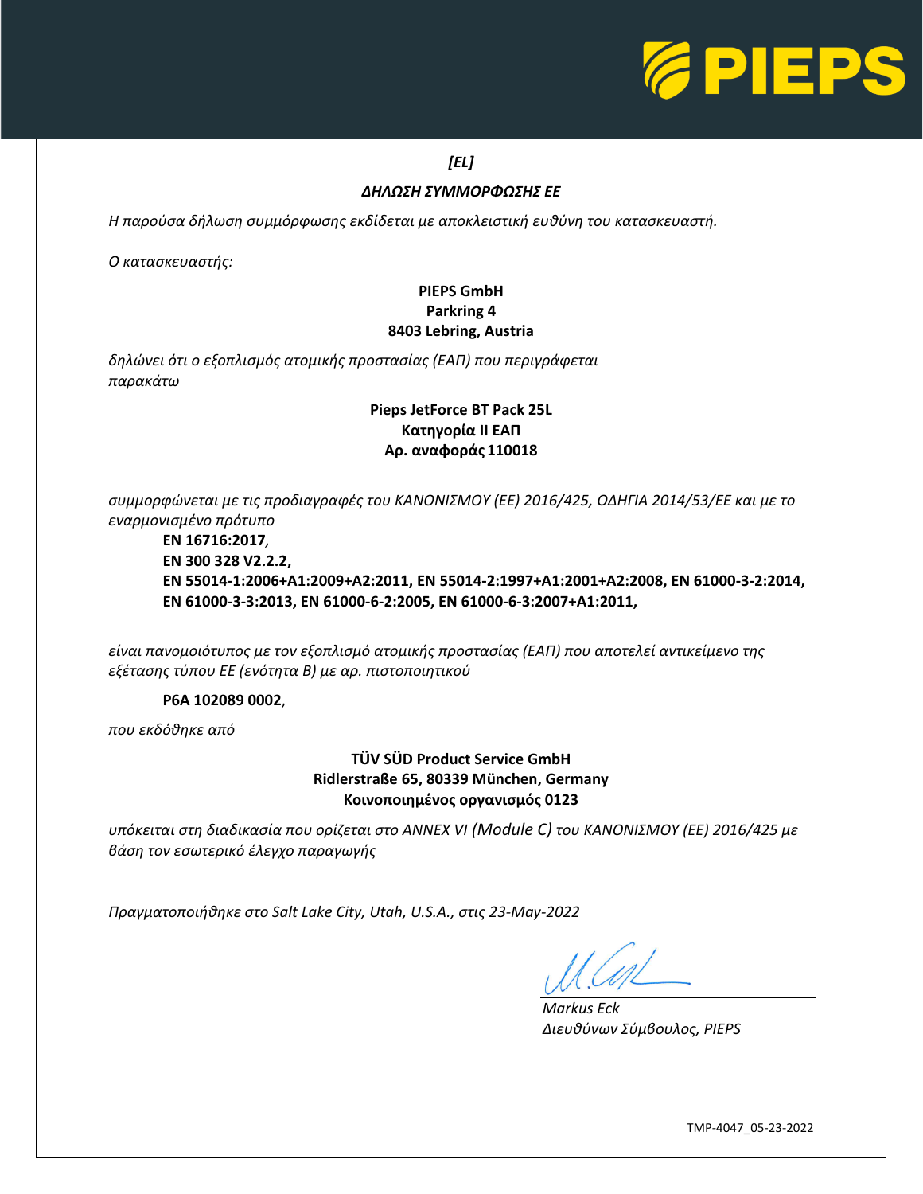*[EL]*

***ΔΗΛΩΣΗ ΣΥΜΜΟΡΦΩΣΗΣ ΕΕ***

*Η παρούσα δήλωση συμμόρφωσης εκδίδεται με αποκλειστική ευθύνη του κατασκευαστή.*

*Ο κατασκευαστής:*

**PIEPS GmbH**
**Parkring 4**
**8403 Lebring, Austria**

*δηλώνει ότι ο εξοπλισμός ατομικής προστασίας (ΕΑΠ) που περιγράφεται παρακάτω*

**Pieps JetForce BT Pack 25L**
**Κατηγορία II ΕΑΠ**
**Αρ. αναφοράς 110018**

*συμμορφώνεται με τις προδιαγραφές του ΚΑΝΟΝΙΣΜΟΥ (ΕΕ) 2016/425, ΟΔΗΓΙΑ 2014/53/ΕΕ και με το εναρμονισμένο πρότυπο*

**EN 16716:2017**,
**EN 300 328 V2.2.2,**
**EN 55014-1:2006+A1:2009+A2:2011, EN 55014-2:1997+A1:2001+A2:2008, EN 61000-3-2:2014, EN 61000-3-3:2013, EN 61000-6-2:2005, EN 61000-6-3:2007+A1:2011,**

*είναι πανομοιότυπος με τον εξοπλισμό ατομικής προστασίας (ΕΑΠ) που αποτελεί αντικείμενο της εξέτασης τύπου ΕΕ (ενότητα Β) με αρ. πιστοποιητικού*

**P6A 102089 0002**,

*που εκδόθηκε από*

**TÜV SÜD Product Service GmbH**
**Ridlerstraße 65, 80339 München, Germany**
**Κοινοποιημένος οργανισμός 0123**

*υπόκειται στη διαδικασία που ορίζεται στο ANNEX VI (Module C) του ΚΑΝΟΝΙΣΜΟΥ (ΕΕ) 2016/425 με βάση τον εσωτερικό έλεγχο παραγωγής*

*Πραγματοποιήθηκε στο Salt Lake City, Utah, U.S.A., στις 23-May-2022*

*Markus Eck*
*Διευθύνων Σύμβουλος, PIEPS*

TMP-4047_05-23-2022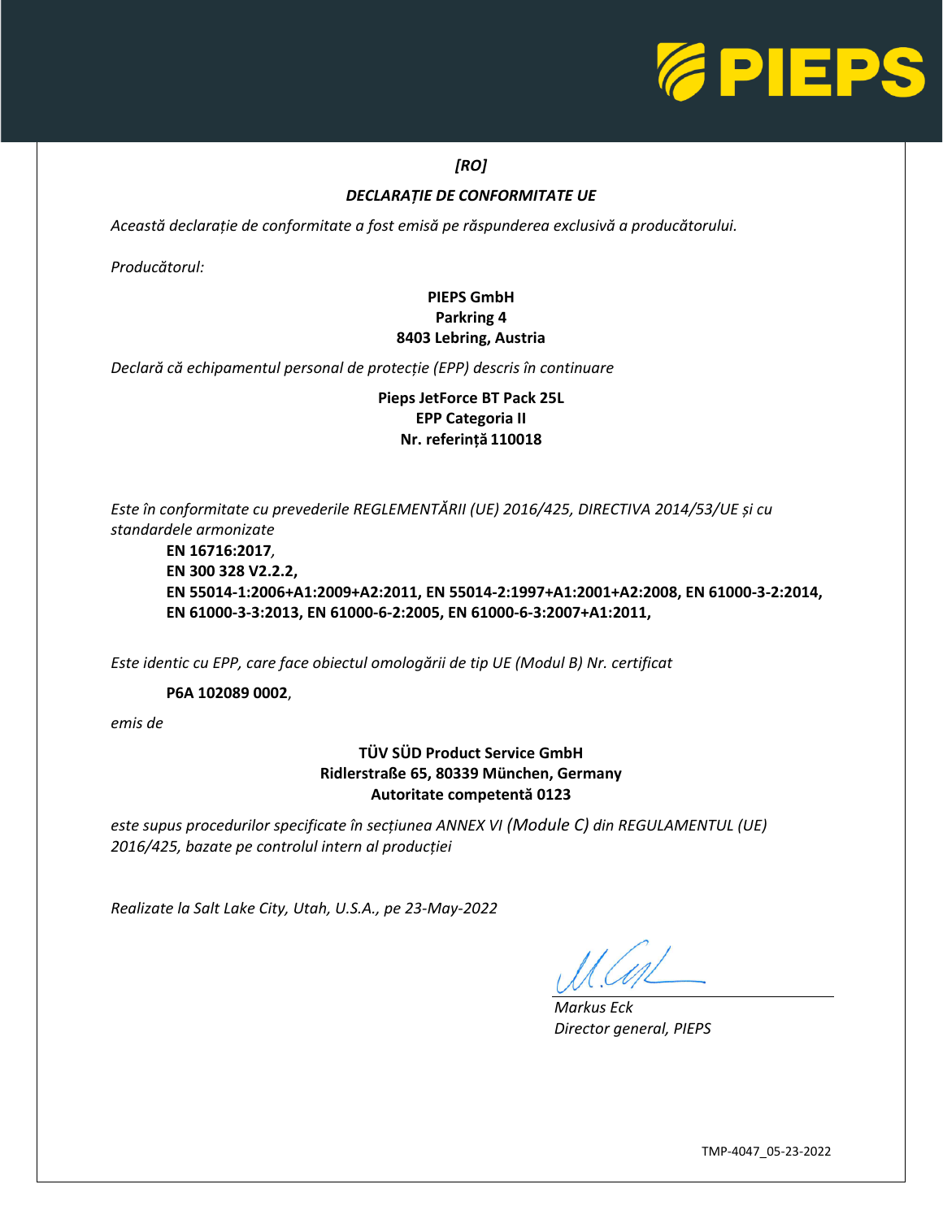*[RO]*

## *DECLARAȚIE DE CONFORMITATE UE*

*Această declarație de conformitate a fost emisă pe răspunderea exclusivă a producătorului.*

*Producătorul:*

**PIEPS GmbH**
**Parkring 4**
**8403 Lebring, Austria**

*Declară că echipamentul personal de protecție (EPP) descris în continuare*

**Pieps JetForce BT Pack 25L**
**EPP Categoria II**
**Nr. referință 110018**

*Este în conformitate cu prevederile REGLEMENTĂRII (UE) 2016/425, DIRECTIVA 2014/53/UE și cu standardele armonizate*

**EN 16716:2017**,
**EN 300 328 V2.2.2,**
**EN 55014-1:2006+A1:2009+A2:2011, EN 55014-2:1997+A1:2001+A2:2008, EN 61000-3-2:2014, EN 61000-3-3:2013, EN 61000-6-2:2005, EN 61000-6-3:2007+A1:2011,**

*Este identic cu EPP, care face obiectul omologării de tip UE (Modul B) Nr. certificat*

**P6A 102089 0002**,

*emis de*

**TÜV SÜD Product Service GmbH**
**Ridlerstraße 65, 80339 München, Germany**
**Autoritate competentă 0123**

*este supus procedurilor specificate în secțiunea ANNEX VI (Module C) din REGULAMENTUL (UE) 2016/425, bazate pe controlul intern al producției*

*Realizate la Salt Lake City, Utah, U.S.A., pe 23-May-2022*

*Markus Eck*
*Director general, PIEPS*

TMP-4047_05-23-2022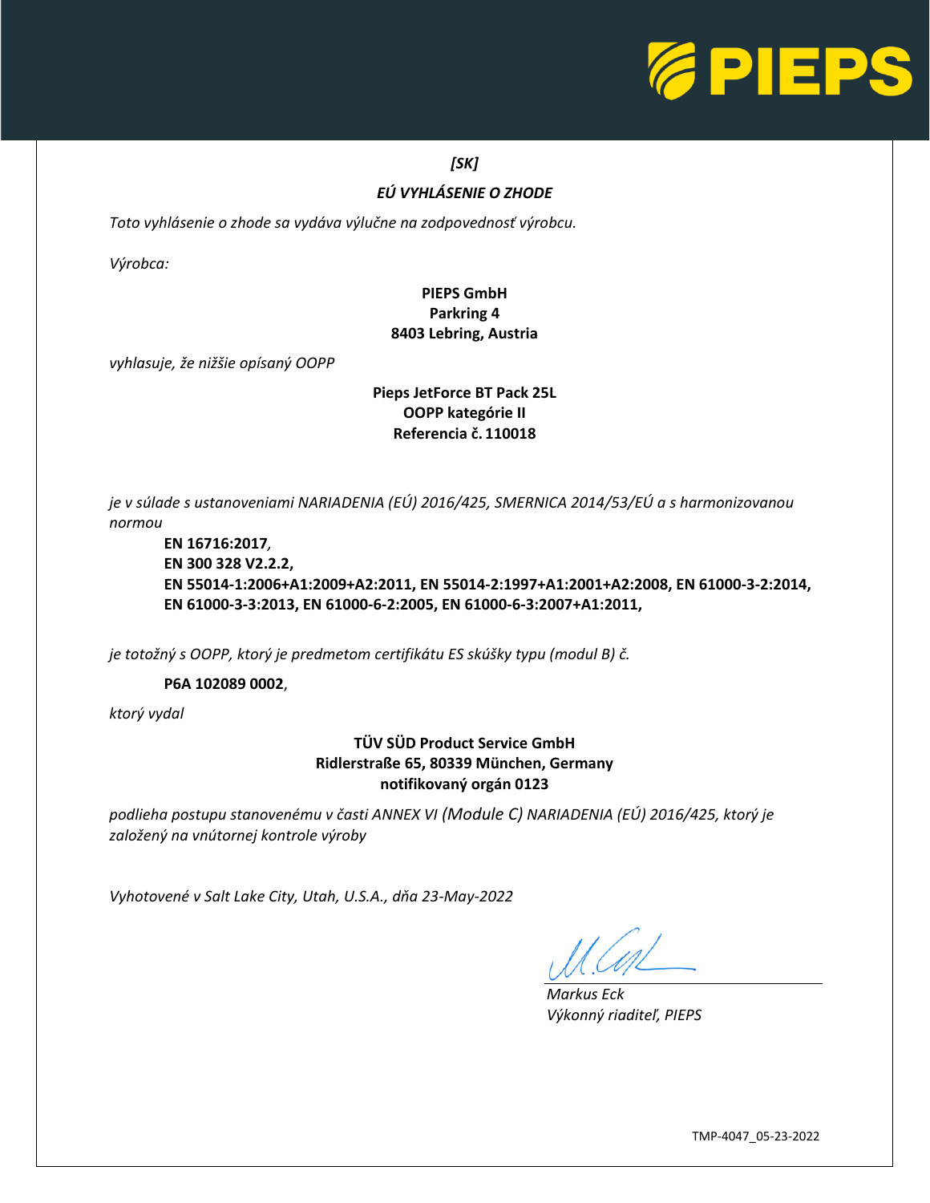*[SK]*

***EÚ VYHLÁSENIE O ZHODE***

*Toto vyhlásenie o zhode sa vydáva výlučne na zodpovednosť výrobcu.*

*Výrobca:*

**PIEPS GmbH**
**Parkring 4**
**8403 Lebring, Austria**

*vyhlasuje, že nižšie opísaný OOPP*

**Pieps JetForce BT Pack 25L**
**OOPP kategórie II**
**Referencia č. 110018**

*je v súlade s ustanoveniami NARIADENIA (EÚ) 2016/425, SMERNICA 2014/53/EÚ a s harmonizovanou normou*

**EN 16716:2017**,
**EN 300 328 V2.2.2,**
**EN 55014-1:2006+A1:2009+A2:2011, EN 55014-2:1997+A1:2001+A2:2008, EN 61000-3-2:2014, EN 61000-3-3:2013, EN 61000-6-2:2005, EN 61000-6-3:2007+A1:2011,**

*je totožný s OOPP, ktorý je predmetom certifikátu ES skúšky typu (modul B) č.*

**P6A 102089 0002**,

*ktorý vydal*

**TÜV SÜD Product Service GmbH**
**Ridlerstraße 65, 80339 München, Germany**
**notifikovaný orgán 0123**

*podlieha postupu stanovenému v časti ANNEX VI (Module C) NARIADENIA (EÚ) 2016/425, ktorý je založený na vnútornej kontrole výroby*

*Vyhotovené v Salt Lake City, Utah, U.S.A., dňa 23-May-2022*

*Markus Eck*
*Výkonný riaditeľ, PIEPS*

TMP-4047_05-23-2022